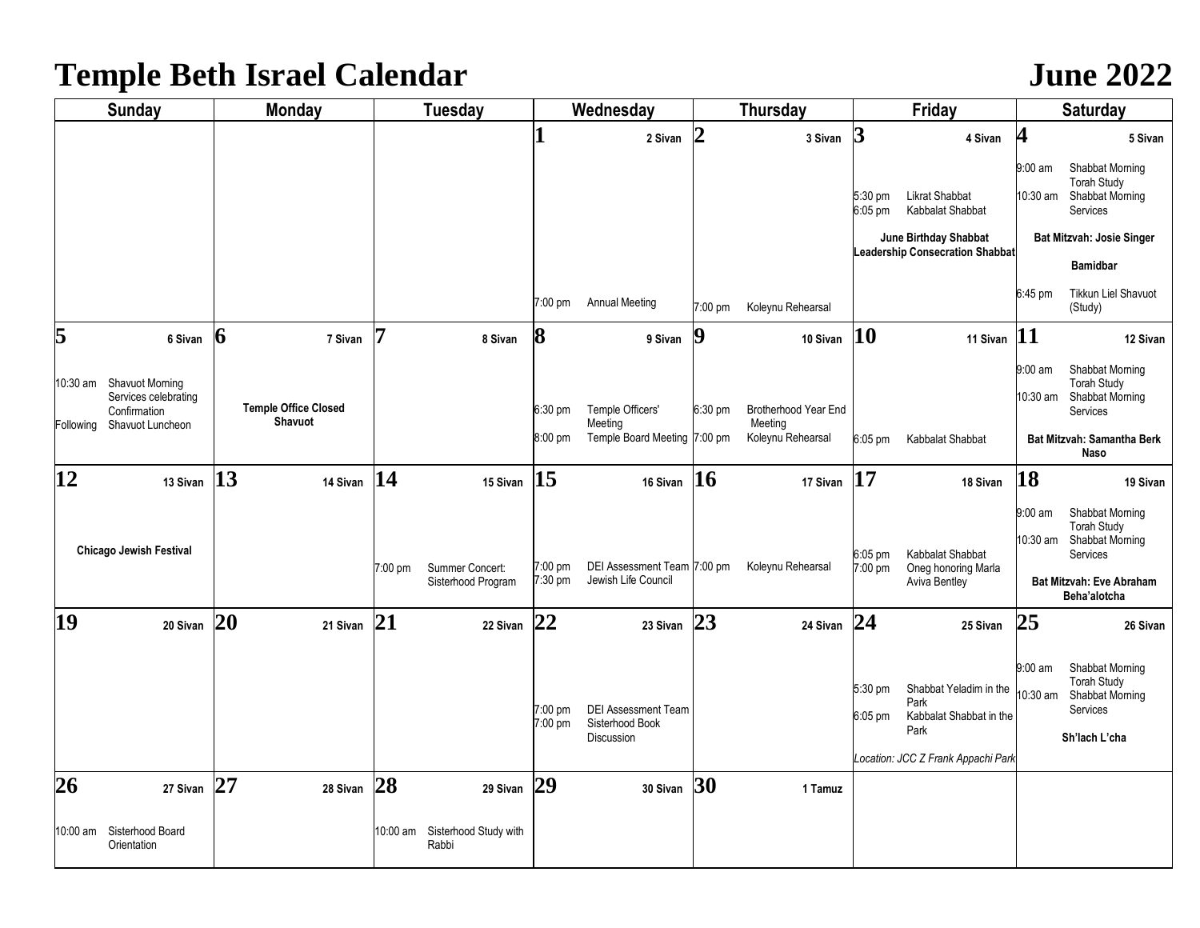# Temple Beth Israel Calendar

# June 2022

| Sunday | Monday | Tuesday | Wednesday | Thursday | Friday | Saturday |
|---|---|---|---|---|---|---|
| | | | **1** 2 Sivan<br><br>7:00 pm Annual Meeting | **2** 3 Sivan<br><br>7:00 pm Koleynu Rehearsal | **3** 4 Sivan<br><br>5:30 pm Likrat Shabbat<br>6:05 pm Kabbalat Shabbat<br><br>**June Birthday Shabbat**<br>**Leadership Consecration Shabbat** | **4** 5 Sivan<br><br>9:00 am Shabbat Morning Torah Study<br>10:30 am Shabbat Morning Services<br><br>**Bat Mitzvah: Josie Singer**<br><br>**Bamidbar**<br><br>6:45 pm Tikkun Liel Shavuot (Study) |
| **5** 6 Sivan<br><br>10:30 am Shavuot Morning Services celebrating Confirmation<br>Following Shavuot Luncheon | **6** 7 Sivan<br><br>**Temple Office Closed**<br>**Shavuot** | **7** 8 Sivan | **8** 9 Sivan<br><br>6:30 pm Temple Officers' Meeting<br>8:00 pm Temple Board Meeting | **9** 10 Sivan<br><br>6:30 pm Brotherhood Year End Meeting<br>7:00 pm Koleynu Rehearsal | **10** 11 Sivan<br><br>6:05 pm Kabbalat Shabbat | **11** 12 Sivan<br><br>9:00 am Shabbat Morning Torah Study<br>10:30 am Shabbat Morning Services<br><br>**Bat Mitzvah: Samantha Berk Naso** |
| **12** 13 Sivan<br><br>**Chicago Jewish Festival** | **13** 14 Sivan | **14** 15 Sivan<br><br>7:00 pm Summer Concert: Sisterhood Program | **15** 16 Sivan<br><br>7:00 pm DEI Assessment Team<br>7:30 pm Jewish Life Council | **16** 17 Sivan<br><br>7:00 pm Koleynu Rehearsal | **17** 18 Sivan<br><br>6:05 pm Kabbalat Shabbat<br>7:00 pm Oneg honoring Marla Aviva Bentley | **18** 19 Sivan<br><br>9:00 am Shabbat Morning Torah Study<br>10:30 am Shabbat Morning Services<br><br>**Bat Mitzvah: Eve Abraham**<br>**Beha'alotcha** |
| **19** 20 Sivan | **20** 21 Sivan | **21** 22 Sivan | **22** 23 Sivan<br><br>7:00 pm DEI Assessment Team<br>7:00 pm Sisterhood Book Discussion | **23** 24 Sivan | **24** 25 Sivan<br><br>5:30 pm Shabbat Yeladim in the Park<br>6:05 pm Kabbalat Shabbat in the Park<br><br>*Location: JCC Z Frank Appachi Park* | **25** 26 Sivan<br><br>9:00 am Shabbat Morning Torah Study<br>10:30 am Shabbat Morning Services<br><br>**Sh'lach L'cha** |
| **26** 27 Sivan<br><br>10:00 am Sisterhood Board Orientation | **27** 28 Sivan | **28** 29 Sivan<br><br>10:00 am Sisterhood Study with Rabbi | **29** 30 Sivan | **30** 1 Tamuz | | |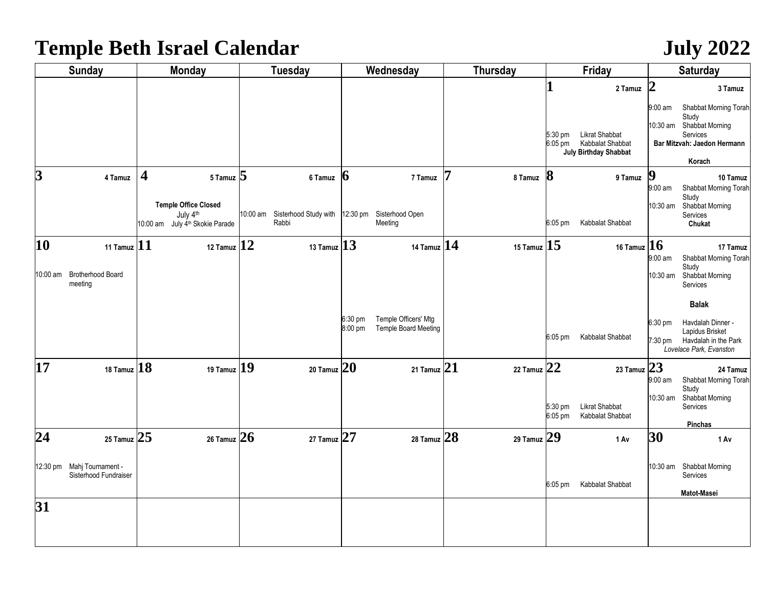# Temple Beth Israel Calendar

# July 2022

| Sunday | Monday | Tuesday | Wednesday | Thursday | Friday | Saturday |
|---|---|---|---|---|---|---|
| | | | | | **1** 2 Tamuz<br>5:30 pm Likrat Shabbat<br>6:05 pm Kabbalat Shabbat<br>**July Birthday Shabbat** | **2** 3 Tamuz<br>9:00 am Shabbat Morning Torah Study<br>10:30 am Shabbat Morning Services<br>**Bar Mitzvah: Jaedon Hermann**<br>**Korach** |
| **3** 4 Tamuz | **4** 5 Tamuz<br>**Temple Office Closed**<br>July 4th<br>10:00 am July 4th Skokie Parade | **5** 6 Tamuz<br>10:00 am Sisterhood Study with Rabbi | **6** 7 Tamuz<br>12:30 pm Sisterhood Open Meeting | **7** 8 Tamuz | **8** 9 Tamuz<br>6:05 pm Kabbalat Shabbat | **9** 10 Tamuz<br>9:00 am Shabbat Morning Torah Study<br>10:30 am Shabbat Morning Services<br>**Chukat** |
| **10** 11 Tamuz<br>10:00 am Brotherhood Board meeting | **11** 12 Tamuz | **12** 13 Tamuz | **13** 14 Tamuz<br>6:30 pm Temple Officers' Mtg<br>8:00 pm Temple Board Meeting | **14** 15 Tamuz | **15** 16 Tamuz<br>6:05 pm Kabbalat Shabbat | **16** 17 Tamuz<br>9:00 am Shabbat Morning Torah Study<br>10:30 am Shabbat Morning Services<br>**Balak**<br>6:30 pm Havdalah Dinner - Lapidus Brisket<br>7:30 pm Havdalah in the Park<br>*Lovelace Park, Evanston* |
| **17** 18 Tamuz | **18** 19 Tamuz | **19** 20 Tamuz | **20** 21 Tamuz | **21** 22 Tamuz | **22** 23 Tamuz<br>5:30 pm Likrat Shabbat<br>6:05 pm Kabbalat Shabbat | **23** 24 Tamuz<br>9:00 am Shabbat Morning Torah Study<br>10:30 am Shabbat Morning Services<br>**Pinchas** |
| **24** 25 Tamuz<br>12:30 pm Mahj Tournament - Sisterhood Fundraiser | **25** 26 Tamuz | **26** 27 Tamuz | **27** 28 Tamuz | **28** 29 Tamuz | **29** 1 Av<br>6:05 pm Kabbalat Shabbat | **30** 1 Av<br>10:30 am Shabbat Morning Services<br>**Matot-Masei** |
| **31** | | | | | | |